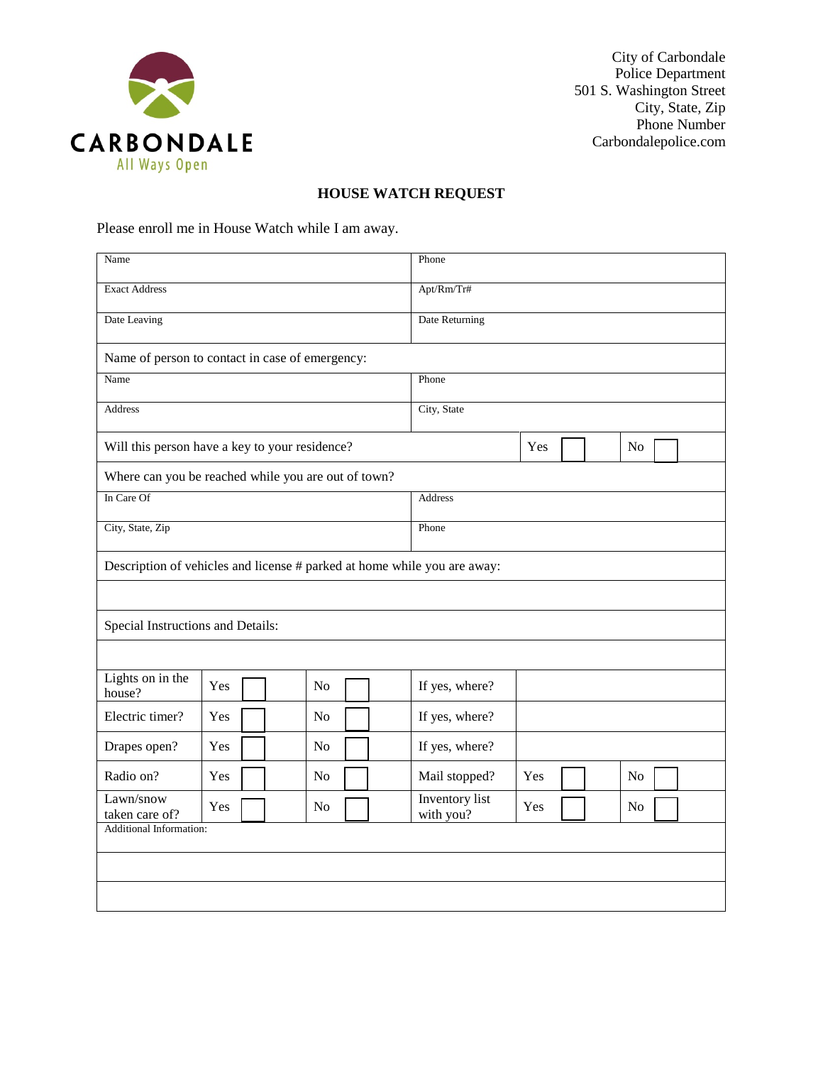CARBONDALE
All Ways Open

City of Carbondale
Police Department
501 S. Washington Street
City, State, Zip
Phone Number
Carbondalepolice.com

## HOUSE WATCH REQUEST

Please enroll me in House Watch while I am away.

| | | | | | |
|---|---|---|---|---|---|
| Name | | | Phone | | |
| Exact Address | | | Apt/Rm/Tr# | | |
| Date Leaving | | | Date Returning | | |
| Name of person to contact in case of emergency: | | | | | |
| Name | | | Phone | | |
| Address | | | City, State | | |
| Will this person have a key to your residence? | | | | Yes ☐ | No ☐ |
| Where can you be reached while you are out of town? | | | | | |
| In Care Of | | | Address | | |
| City, State, Zip | | | Phone | | |
| Description of vehicles and license # parked at home while you are away: | | | | | |
| | | | | | |
| Special Instructions and Details: | | | | | |
| | | | | | |
| Lights on in the house? | Yes ☐ | No ☐ | If yes, where? | | |
| Electric timer? | Yes ☐ | No ☐ | If yes, where? | | |
| Drapes open? | Yes ☐ | No ☐ | If yes, where? | | |
| Radio on? | Yes ☐ | No ☐ | Mail stopped? | Yes ☐ | No ☐ |
| Lawn/snow taken care of? | Yes ☐ | No ☐ | Inventory list with you? | Yes ☐ | No ☐ |
| Additional Information: | | | | | |
| | | | | | |
| | | | | | |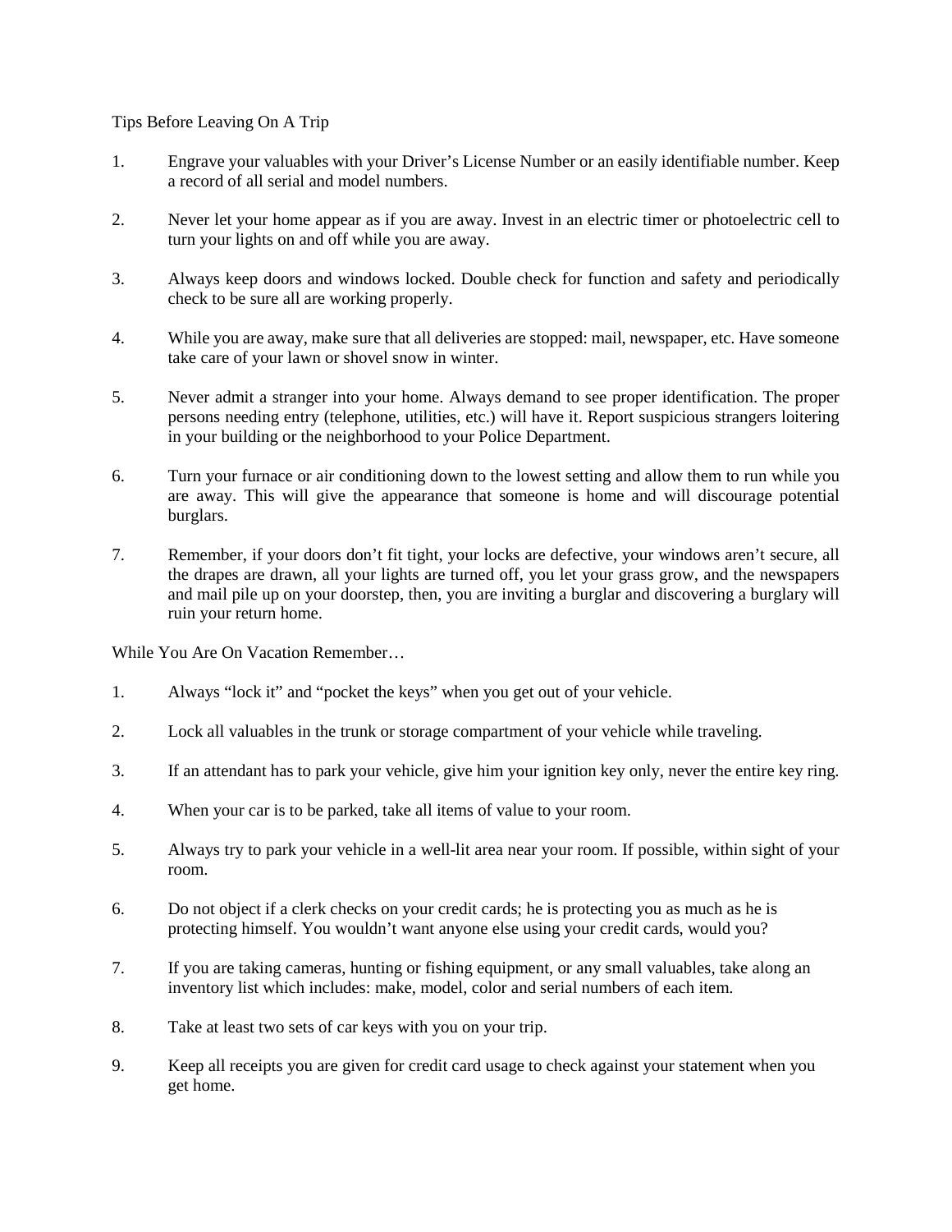Tips Before Leaving On A Trip

1. Engrave your valuables with your Driver's License Number or an easily identifiable number. Keep a record of all serial and model numbers.

2. Never let your home appear as if you are away. Invest in an electric timer or photoelectric cell to turn your lights on and off while you are away.

3. Always keep doors and windows locked. Double check for function and safety and periodically check to be sure all are working properly.

4. While you are away, make sure that all deliveries are stopped: mail, newspaper, etc. Have someone take care of your lawn or shovel snow in winter.

5. Never admit a stranger into your home. Always demand to see proper identification. The proper persons needing entry (telephone, utilities, etc.) will have it. Report suspicious strangers loitering in your building or the neighborhood to your Police Department.

6. Turn your furnace or air conditioning down to the lowest setting and allow them to run while you are away. This will give the appearance that someone is home and will discourage potential burglars.

7. Remember, if your doors don't fit tight, your locks are defective, your windows aren't secure, all the drapes are drawn, all your lights are turned off, you let your grass grow, and the newspapers and mail pile up on your doorstep, then, you are inviting a burglar and discovering a burglary will ruin your return home.

While You Are On Vacation Remember…

1. Always "lock it" and "pocket the keys" when you get out of your vehicle.

2. Lock all valuables in the trunk or storage compartment of your vehicle while traveling.

3. If an attendant has to park your vehicle, give him your ignition key only, never the entire key ring.

4. When your car is to be parked, take all items of value to your room.

5. Always try to park your vehicle in a well-lit area near your room. If possible, within sight of your room.

6. Do not object if a clerk checks on your credit cards; he is protecting you as much as he is protecting himself. You wouldn't want anyone else using your credit cards, would you?

7. If you are taking cameras, hunting or fishing equipment, or any small valuables, take along an inventory list which includes: make, model, color and serial numbers of each item.

8. Take at least two sets of car keys with you on your trip.

9. Keep all receipts you are given for credit card usage to check against your statement when you get home.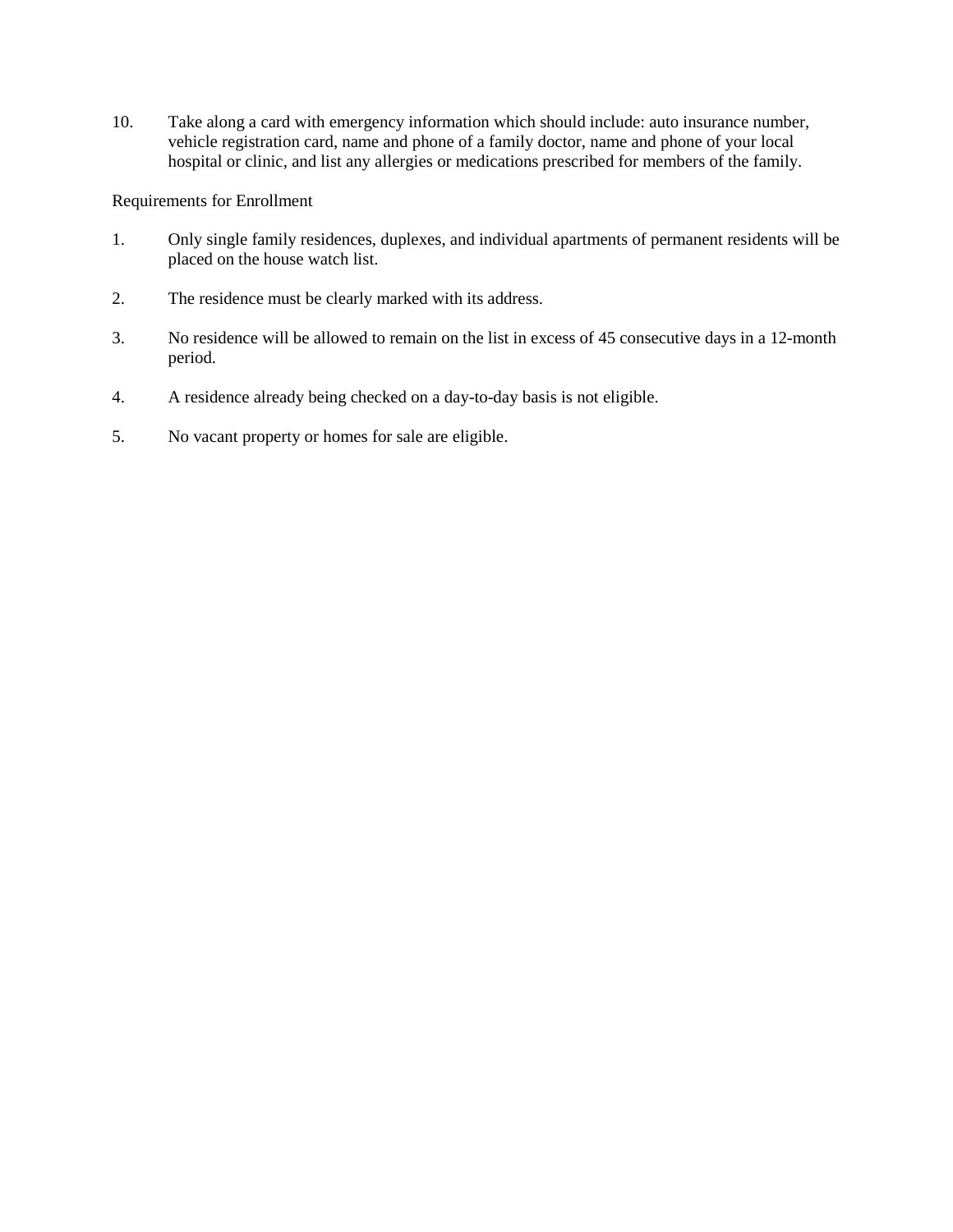10. Take along a card with emergency information which should include: auto insurance number, vehicle registration card, name and phone of a family doctor, name and phone of your local hospital or clinic, and list any allergies or medications prescribed for members of the family.

Requirements for Enrollment

1. Only single family residences, duplexes, and individual apartments of permanent residents will be placed on the house watch list.

2. The residence must be clearly marked with its address.

3. No residence will be allowed to remain on the list in excess of 45 consecutive days in a 12-month period.

4. A residence already being checked on a day-to-day basis is not eligible.

5. No vacant property or homes for sale are eligible.